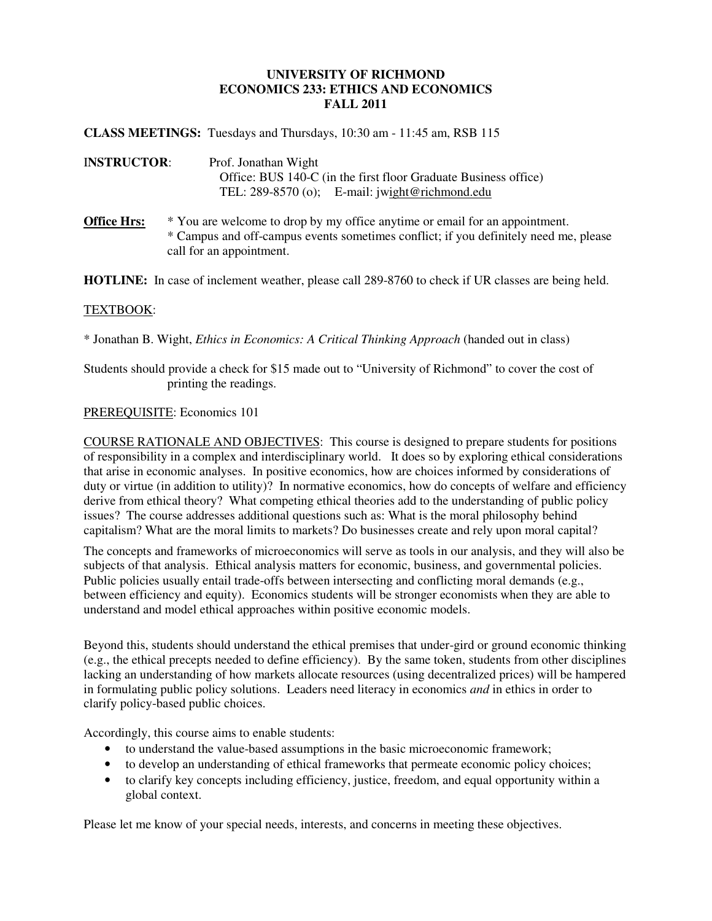**UNIVERSITY OF RICHMOND**
**ECONOMICS 233: ETHICS AND ECONOMICS**
**FALL 2011**

**CLASS MEETINGS:** Tuesdays and Thursdays, 10:30 am - 11:45 am, RSB 115

**INSTRUCTOR**: Prof. Jonathan Wight
Office: BUS 140-C (in the first floor Graduate Business office)
TEL: 289-8570 (o); E-mail: jwight@richmond.edu

**Office Hrs:** * You are welcome to drop by my office anytime or email for an appointment.
* Campus and off-campus events sometimes conflict; if you definitely need me, please call for an appointment.

**HOTLINE:** In case of inclement weather, please call 289-8760 to check if UR classes are being held.

TEXTBOOK:

* Jonathan B. Wight, *Ethics in Economics: A Critical Thinking Approach* (handed out in class)

Students should provide a check for $15 made out to "University of Richmond" to cover the cost of printing the readings.

PREREQUISITE: Economics 101

COURSE RATIONALE AND OBJECTIVES: This course is designed to prepare students for positions of responsibility in a complex and interdisciplinary world. It does so by exploring ethical considerations that arise in economic analyses. In positive economics, how are choices informed by considerations of duty or virtue (in addition to utility)? In normative economics, how do concepts of welfare and efficiency derive from ethical theory? What competing ethical theories add to the understanding of public policy issues? The course addresses additional questions such as: What is the moral philosophy behind capitalism? What are the moral limits to markets? Do businesses create and rely upon moral capital?

The concepts and frameworks of microeconomics will serve as tools in our analysis, and they will also be subjects of that analysis. Ethical analysis matters for economic, business, and governmental policies. Public policies usually entail trade-offs between intersecting and conflicting moral demands (e.g., between efficiency and equity). Economics students will be stronger economists when they are able to understand and model ethical approaches within positive economic models.

Beyond this, students should understand the ethical premises that under-gird or ground economic thinking (e.g., the ethical precepts needed to define efficiency). By the same token, students from other disciplines lacking an understanding of how markets allocate resources (using decentralized prices) will be hampered in formulating public policy solutions. Leaders need literacy in economics *and* in ethics in order to clarify policy-based public choices.

Accordingly, this course aims to enable students:

- to understand the value-based assumptions in the basic microeconomic framework;
- to develop an understanding of ethical frameworks that permeate economic policy choices;
- to clarify key concepts including efficiency, justice, freedom, and equal opportunity within a global context.

Please let me know of your special needs, interests, and concerns in meeting these objectives.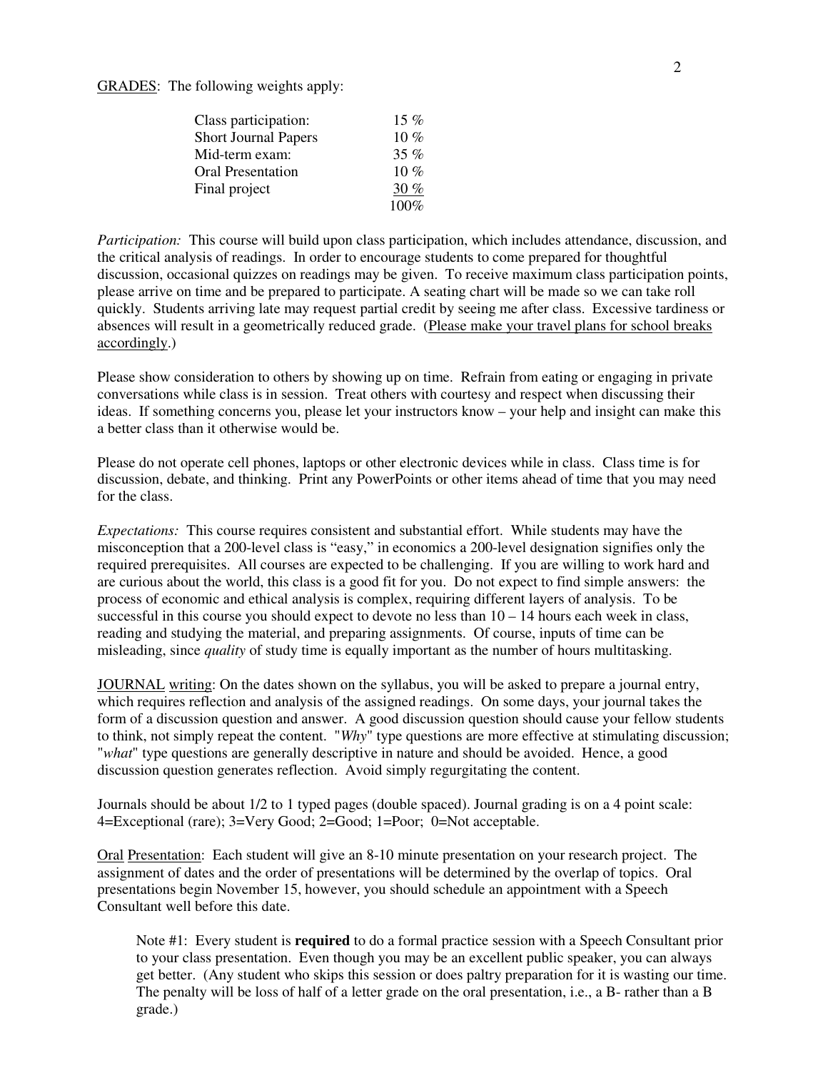GRADES: The following weights apply:

| | |
|---|---|
| Class participation: | 15 % |
| Short Journal Papers | 10 % |
| Mid-term exam: | 35 % |
| Oral Presentation | 10 % |
| Final project | 30 % |
| | 100% |

*Participation:* This course will build upon class participation, which includes attendance, discussion, and the critical analysis of readings. In order to encourage students to come prepared for thoughtful discussion, occasional quizzes on readings may be given. To receive maximum class participation points, please arrive on time and be prepared to participate. A seating chart will be made so we can take roll quickly. Students arriving late may request partial credit by seeing me after class. Excessive tardiness or absences will result in a geometrically reduced grade. (Please make your travel plans for school breaks accordingly.)

Please show consideration to others by showing up on time. Refrain from eating or engaging in private conversations while class is in session. Treat others with courtesy and respect when discussing their ideas. If something concerns you, please let your instructors know – your help and insight can make this a better class than it otherwise would be.

Please do not operate cell phones, laptops or other electronic devices while in class. Class time is for discussion, debate, and thinking. Print any PowerPoints or other items ahead of time that you may need for the class.

*Expectations:* This course requires consistent and substantial effort. While students may have the misconception that a 200-level class is "easy," in economics a 200-level designation signifies only the required prerequisites. All courses are expected to be challenging. If you are willing to work hard and are curious about the world, this class is a good fit for you. Do not expect to find simple answers: the process of economic and ethical analysis is complex, requiring different layers of analysis. To be successful in this course you should expect to devote no less than 10 – 14 hours each week in class, reading and studying the material, and preparing assignments. Of course, inputs of time can be misleading, since *quality* of study time is equally important as the number of hours multitasking.

JOURNAL writing: On the dates shown on the syllabus, you will be asked to prepare a journal entry, which requires reflection and analysis of the assigned readings. On some days, your journal takes the form of a discussion question and answer. A good discussion question should cause your fellow students to think, not simply repeat the content. "*Why*" type questions are more effective at stimulating discussion; "*what*" type questions are generally descriptive in nature and should be avoided. Hence, a good discussion question generates reflection. Avoid simply regurgitating the content.

Journals should be about 1/2 to 1 typed pages (double spaced). Journal grading is on a 4 point scale: 4=Exceptional (rare); 3=Very Good; 2=Good; 1=Poor; 0=Not acceptable.

Oral Presentation: Each student will give an 8-10 minute presentation on your research project. The assignment of dates and the order of presentations will be determined by the overlap of topics. Oral presentations begin November 15, however, you should schedule an appointment with a Speech Consultant well before this date.

> Note #1: Every student is **required** to do a formal practice session with a Speech Consultant prior to your class presentation. Even though you may be an excellent public speaker, you can always get better. (Any student who skips this session or does paltry preparation for it is wasting our time. The penalty will be loss of half of a letter grade on the oral presentation, i.e., a B- rather than a B grade.)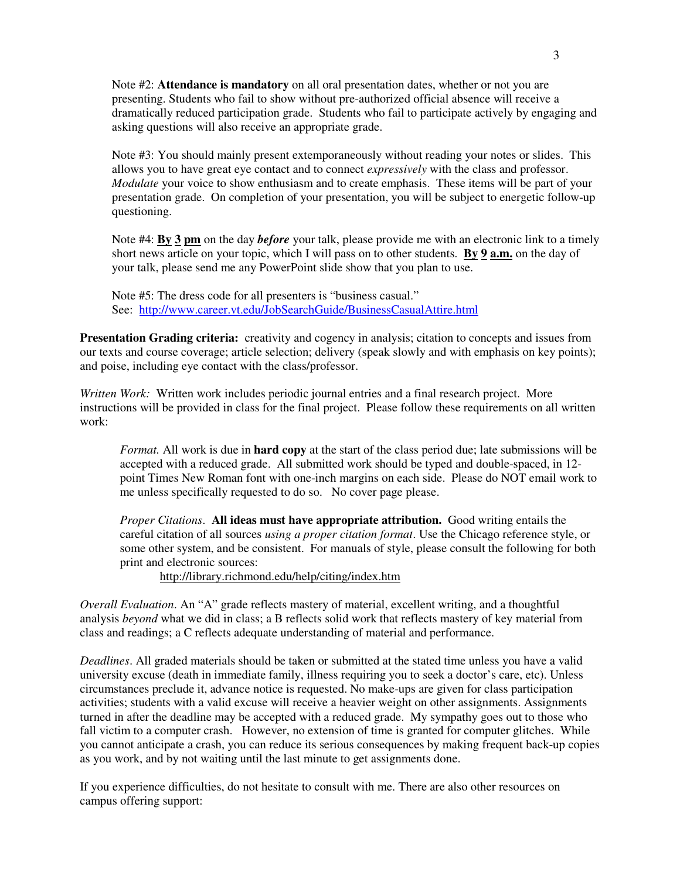Note #2: **Attendance is mandatory** on all oral presentation dates, whether or not you are presenting. Students who fail to show without pre-authorized official absence will receive a dramatically reduced participation grade. Students who fail to participate actively by engaging and asking questions will also receive an appropriate grade.

Note #3: You should mainly present extemporaneously without reading your notes or slides. This allows you to have great eye contact and to connect *expressively* with the class and professor. *Modulate* your voice to show enthusiasm and to create emphasis. These items will be part of your presentation grade. On completion of your presentation, you will be subject to energetic follow-up questioning.

Note #4: **By 3 pm** on the day ***before*** your talk, please provide me with an electronic link to a timely short news article on your topic, which I will pass on to other students. **By 9 a.m.** on the day of your talk, please send me any PowerPoint slide show that you plan to use.

Note #5: The dress code for all presenters is "business casual."
See: http://www.career.vt.edu/JobSearchGuide/BusinessCasualAttire.html

**Presentation Grading criteria:** creativity and cogency in analysis; citation to concepts and issues from our texts and course coverage; article selection; delivery (speak slowly and with emphasis on key points); and poise, including eye contact with the class/professor.

*Written Work:* Written work includes periodic journal entries and a final research project. More instructions will be provided in class for the final project. Please follow these requirements on all written work:

*Format.* All work is due in **hard copy** at the start of the class period due; late submissions will be accepted with a reduced grade. All submitted work should be typed and double-spaced, in 12-point Times New Roman font with one-inch margins on each side. Please do NOT email work to me unless specifically requested to do so. No cover page please.

*Proper Citations.* **All ideas must have appropriate attribution.** Good writing entails the careful citation of all sources *using a proper citation format*. Use the Chicago reference style, or some other system, and be consistent. For manuals of style, please consult the following for both print and electronic sources:
http://library.richmond.edu/help/citing/index.htm

*Overall Evaluation*. An "A" grade reflects mastery of material, excellent writing, and a thoughtful analysis *beyond* what we did in class; a B reflects solid work that reflects mastery of key material from class and readings; a C reflects adequate understanding of material and performance.

*Deadlines*. All graded materials should be taken or submitted at the stated time unless you have a valid university excuse (death in immediate family, illness requiring you to seek a doctor's care, etc). Unless circumstances preclude it, advance notice is requested. No make-ups are given for class participation activities; students with a valid excuse will receive a heavier weight on other assignments. Assignments turned in after the deadline may be accepted with a reduced grade. My sympathy goes out to those who fall victim to a computer crash. However, no extension of time is granted for computer glitches. While you cannot anticipate a crash, you can reduce its serious consequences by making frequent back-up copies as you work, and by not waiting until the last minute to get assignments done.

If you experience difficulties, do not hesitate to consult with me. There are also other resources on campus offering support: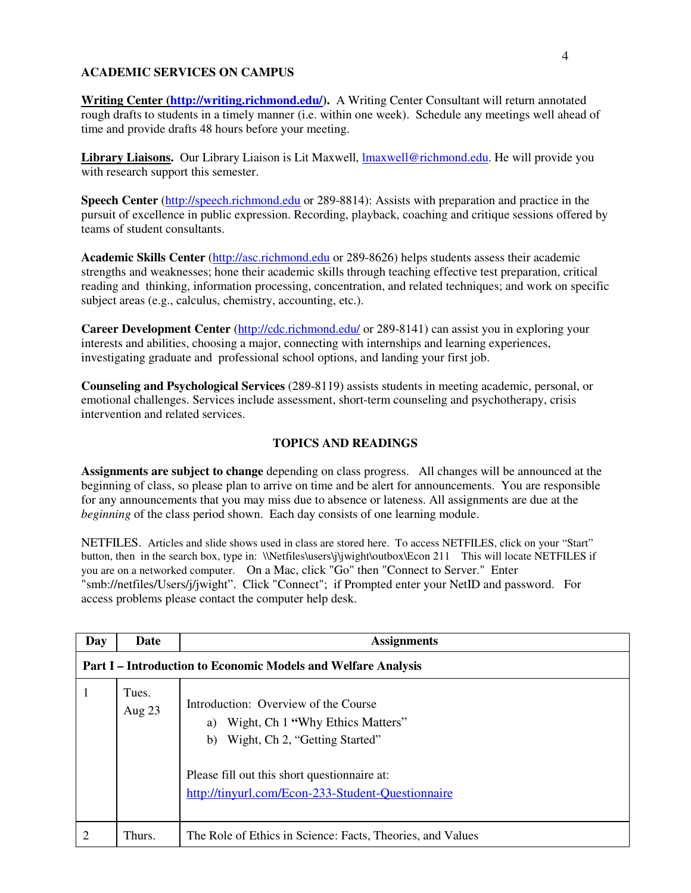**ACADEMIC SERVICES ON CAMPUS**

**Writing Center (http://writing.richmond.edu/).** A Writing Center Consultant will return annotated rough drafts to students in a timely manner (i.e. within one week). Schedule any meetings well ahead of time and provide drafts 48 hours before your meeting.

**Library Liaisons.** Our Library Liaison is Lit Maxwell, lmaxwell@richmond.edu. He will provide you with research support this semester.

**Speech Center** (http://speech.richmond.edu or 289-8814): Assists with preparation and practice in the pursuit of excellence in public expression. Recording, playback, coaching and critique sessions offered by teams of student consultants.

**Academic Skills Center** (http://asc.richmond.edu or 289-8626) helps students assess their academic strengths and weaknesses; hone their academic skills through teaching effective test preparation, critical reading and thinking, information processing, concentration, and related techniques; and work on specific subject areas (e.g., calculus, chemistry, accounting, etc.).

**Career Development Center** (http://cdc.richmond.edu/ or 289-8141) can assist you in exploring your interests and abilities, choosing a major, connecting with internships and learning experiences, investigating graduate and professional school options, and landing your first job.

**Counseling and Psychological Services** (289-8119) assists students in meeting academic, personal, or emotional challenges. Services include assessment, short-term counseling and psychotherapy, crisis intervention and related services.

## TOPICS AND READINGS

**Assignments are subject to change** depending on class progress. All changes will be announced at the beginning of class, so please plan to arrive on time and be alert for announcements. You are responsible for any announcements that you may miss due to absence or lateness. All assignments are due at the *beginning* of the class period shown. Each day consists of one learning module.

NETFILES. Articles and slide shows used in class are stored here. To access NETFILES, click on your "Start" button, then in the search box, type in: \\Netfiles\users\j\jwight\outbox\Econ 211 This will locate NETFILES if you are on a networked computer. On a Mac, click "Go" then "Connect to Server." Enter "smb://netfiles/Users/j/jwight". Click "Connect"; if Prompted enter your NetID and password. For access problems please contact the computer help desk.

| Day | Date | Assignments |
|---|---|---|
| **Part I – Introduction to Economic Models and Welfare Analysis** | | |
| 1 | Tues. Aug 23 | Introduction: Overview of the Course<br>a) Wight, Ch 1 **"**Why Ethics Matters"<br>b) Wight, Ch 2, "Getting Started"<br><br>Please fill out this short questionnaire at:<br>http://tinyurl.com/Econ-233-Student-Questionnaire |
| 2 | Thurs. | The Role of Ethics in Science: Facts, Theories, and Values |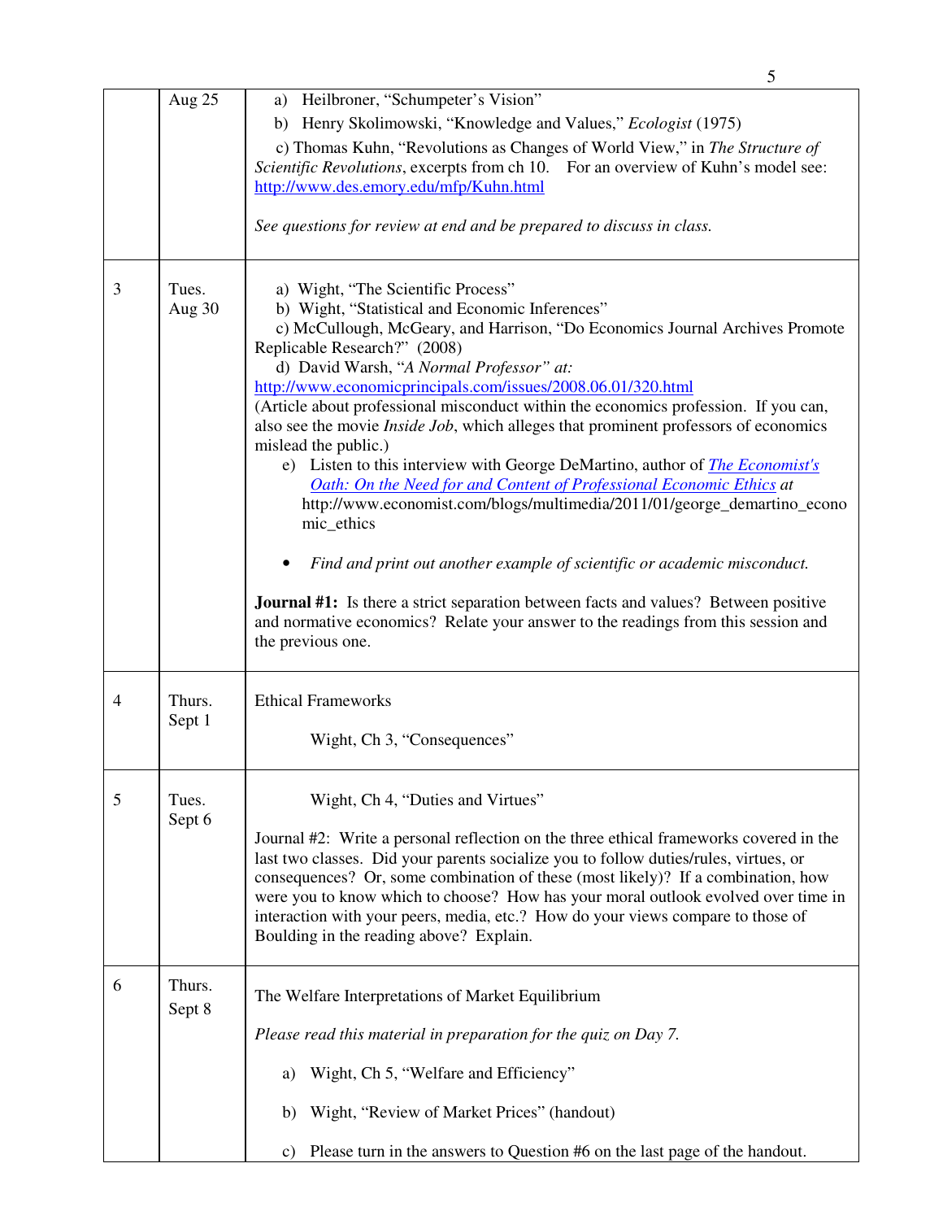| | | |
|---|---|---|
| | Aug 25 | a) Heilbroner, "Schumpeter's Vision"<br>b) Henry Skolimowski, "Knowledge and Values," *Ecologist* (1975)<br>c) Thomas Kuhn, "Revolutions as Changes of World View," in *The Structure of Scientific Revolutions*, excerpts from ch 10. For an overview of Kuhn's model see: http://www.des.emory.edu/mfp/Kuhn.html<br><br>*See questions for review at end and be prepared to discuss in class.* |
| 3 | Tues. Aug 30 | a) Wight, "The Scientific Process"<br>b) Wight, "Statistical and Economic Inferences"<br>c) McCullough, McGeary, and Harrison, "Do Economics Journal Archives Promote Replicable Research?" (2008)<br>d) David Warsh, "*A Normal Professor" at:* http://www.economicprincipals.com/issues/2008.06.01/320.html<br>(Article about professional misconduct within the economics profession. If you can, also see the movie *Inside Job*, which alleges that prominent professors of economics mislead the public.)<br>e) Listen to this interview with George DeMartino, author of *The Economist's Oath: On the Need for and Content of Professional Economic Ethics* *at* http://www.economist.com/blogs/multimedia/2011/01/george_demartino_economic_ethics<br><br>• *Find and print out another example of scientific or academic misconduct.*<br><br>**Journal #1:** Is there a strict separation between facts and values? Between positive and normative economics? Relate your answer to the readings from this session and the previous one. |
| 4 | Thurs. Sept 1 | Ethical Frameworks<br><br>Wight, Ch 3, "Consequences" |
| 5 | Tues. Sept 6 | Wight, Ch 4, "Duties and Virtues"<br><br>Journal #2: Write a personal reflection on the three ethical frameworks covered in the last two classes. Did your parents socialize you to follow duties/rules, virtues, or consequences? Or, some combination of these (most likely)? If a combination, how were you to know which to choose? How has your moral outlook evolved over time in interaction with your peers, media, etc.? How do your views compare to those of Boulding in the reading above? Explain. |
| 6 | Thurs. Sept 8 | The Welfare Interpretations of Market Equilibrium<br><br>*Please read this material in preparation for the quiz on Day 7.*<br><br>a) Wight, Ch 5, "Welfare and Efficiency"<br><br>b) Wight, "Review of Market Prices" (handout)<br><br>c) Please turn in the answers to Question #6 on the last page of the handout. |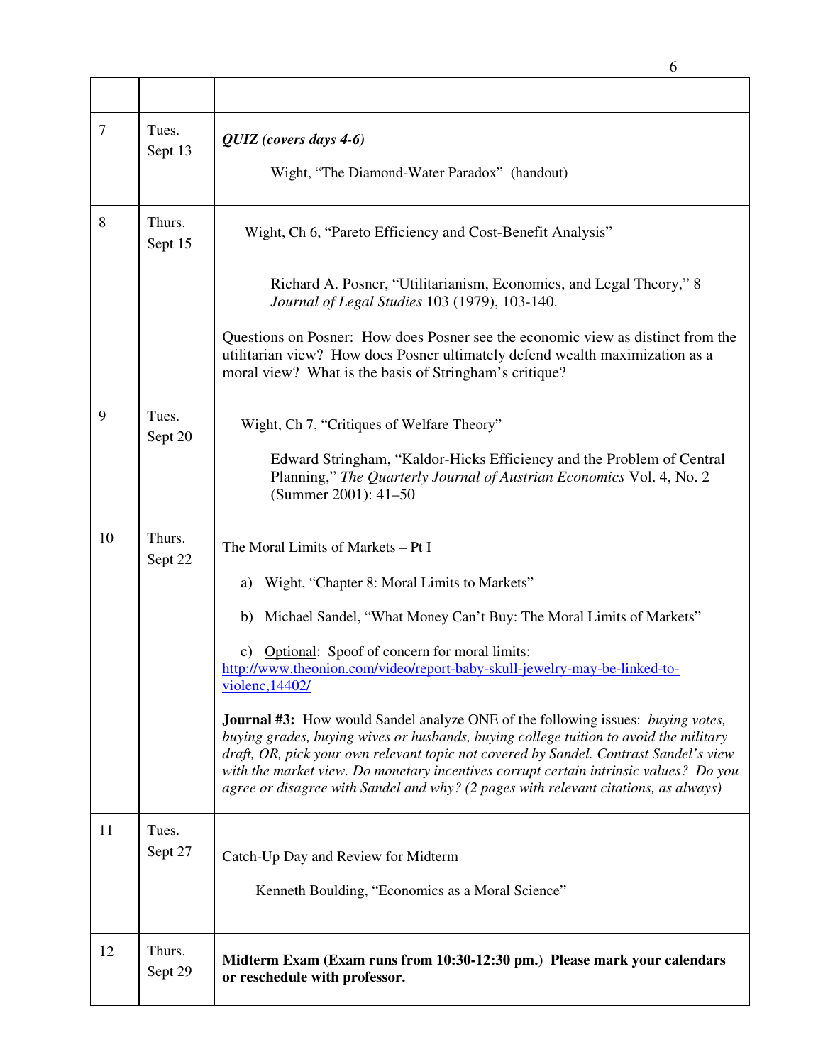| | | |
|---|---|---|
| 7 | Tues. Sept 13 | ***QUIZ (covers days 4-6)***<br><br>Wight, "The Diamond-Water Paradox" (handout) |
| 8 | Thurs. Sept 15 | Wight, Ch 6, "Pareto Efficiency and Cost-Benefit Analysis"<br><br>Richard A. Posner, "Utilitarianism, Economics, and Legal Theory," 8 *Journal of Legal Studies* 103 (1979), 103-140.<br><br>Questions on Posner: How does Posner see the economic view as distinct from the utilitarian view? How does Posner ultimately defend wealth maximization as a moral view? What is the basis of Stringham's critique? |
| 9 | Tues. Sept 20 | Wight, Ch 7, "Critiques of Welfare Theory"<br><br>Edward Stringham, "Kaldor-Hicks Efficiency and the Problem of Central Planning," *The Quarterly Journal of Austrian Economics* Vol. 4, No. 2 (Summer 2001): 41–50 |
| 10 | Thurs. Sept 22 | The Moral Limits of Markets – Pt I<br><br>a) Wight, "Chapter 8: Moral Limits to Markets"<br><br>b) Michael Sandel, "What Money Can't Buy: The Moral Limits of Markets"<br><br>c) Optional: Spoof of concern for moral limits: http://www.theonion.com/video/report-baby-skull-jewelry-may-be-linked-to-violenc,14402/<br><br>**Journal #3:** How would Sandel analyze ONE of the following issues: *buying votes, buying grades, buying wives or husbands, buying college tuition to avoid the military draft, OR, pick your own relevant topic not covered by Sandel. Contrast Sandel's view with the market view. Do monetary incentives corrupt certain intrinsic values? Do you agree or disagree with Sandel and why? (2 pages with relevant citations, as always)* |
| 11 | Tues. Sept 27 | Catch-Up Day and Review for Midterm<br><br>Kenneth Boulding, "Economics as a Moral Science" |
| 12 | Thurs. Sept 29 | **Midterm Exam (Exam runs from 10:30-12:30 pm.) Please mark your calendars or reschedule with professor.** |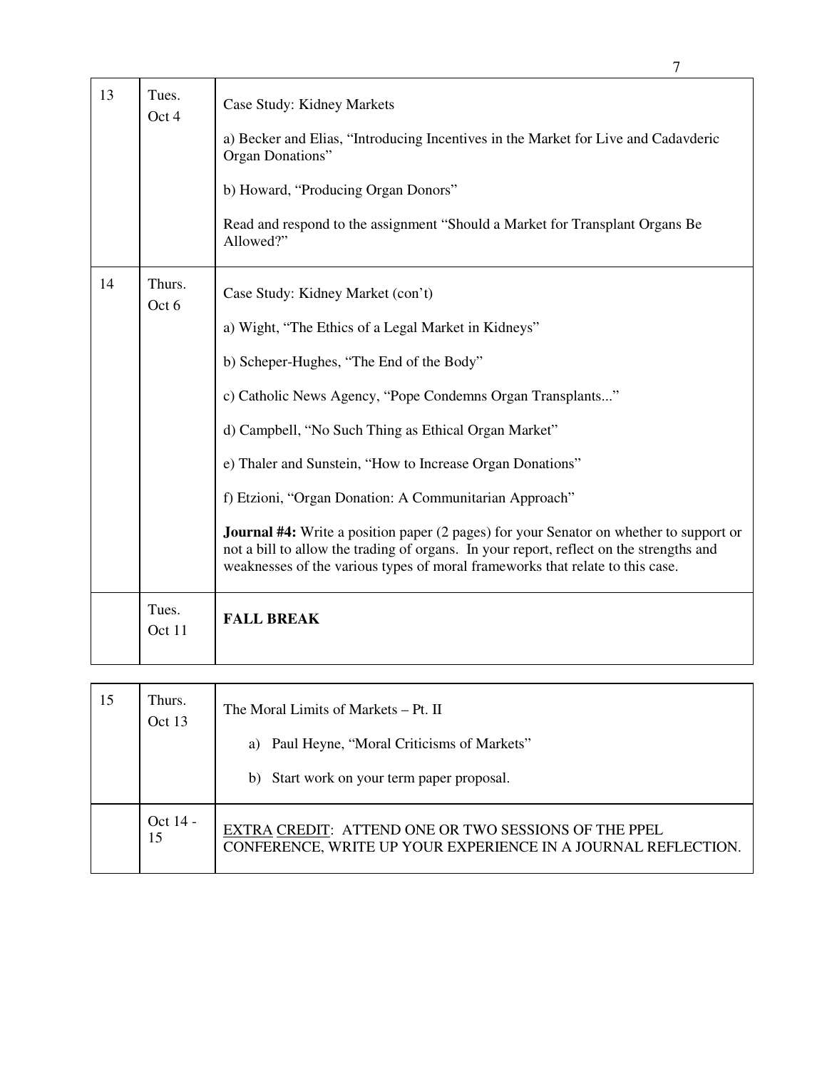| | | |
|---|---|---|
| 13 | Tues. Oct 4 | Case Study: Kidney Markets<br><br>a) Becker and Elias, "Introducing Incentives in the Market for Live and Cadavderic Organ Donations"<br><br>b) Howard, "Producing Organ Donors"<br><br>Read and respond to the assignment "Should a Market for Transplant Organs Be Allowed?" |
| 14 | Thurs. Oct 6 | Case Study: Kidney Market (con't)<br><br>a) Wight, "The Ethics of a Legal Market in Kidneys"<br><br>b) Scheper-Hughes, "The End of the Body"<br><br>c) Catholic News Agency, "Pope Condemns Organ Transplants..."<br><br>d) Campbell, "No Such Thing as Ethical Organ Market"<br><br>e) Thaler and Sunstein, "How to Increase Organ Donations"<br><br>f) Etzioni, "Organ Donation: A Communitarian Approach"<br><br>**Journal #4:** Write a position paper (2 pages) for your Senator on whether to support or not a bill to allow the trading of organs. In your report, reflect on the strengths and weaknesses of the various types of moral frameworks that relate to this case. |
| | Tues. Oct 11 | **FALL BREAK** |

| | | |
|---|---|---|
| 15 | Thurs. Oct 13 | The Moral Limits of Markets – Pt. II<br><br>a) Paul Heyne, "Moral Criticisms of Markets"<br><br>b) Start work on your term paper proposal. |
| | Oct 14 - 15 | EXTRA CREDIT: ATTEND ONE OR TWO SESSIONS OF THE PPEL CONFERENCE, WRITE UP YOUR EXPERIENCE IN A JOURNAL REFLECTION. |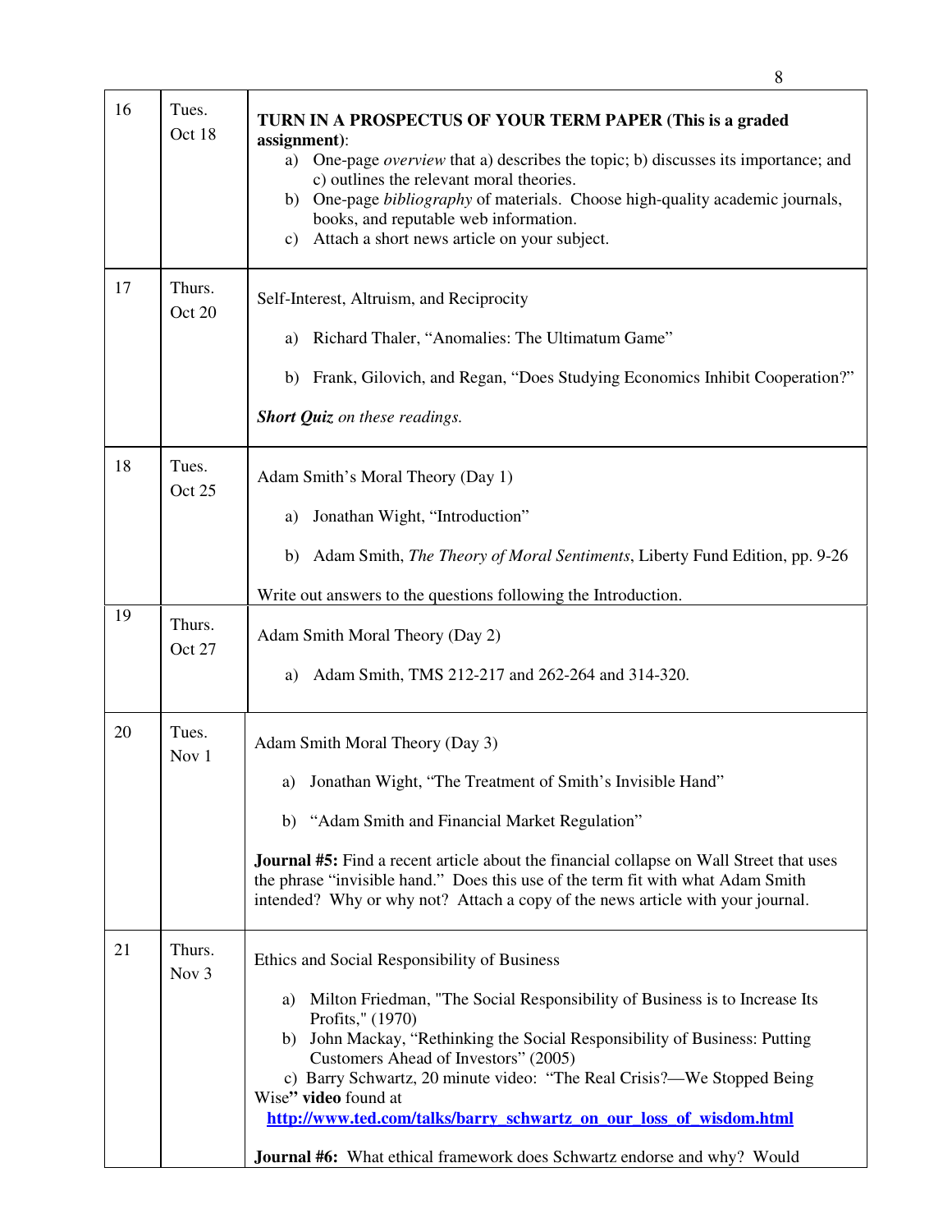| | | |
|---|---|---|
| 16 | Tues. Oct 18 | **TURN IN A PROSPECTUS OF YOUR TERM PAPER (This is a graded assignment)**: <br> a) One-page *overview* that a) describes the topic; b) discusses its importance; and c) outlines the relevant moral theories. <br> b) One-page *bibliography* of materials. Choose high-quality academic journals, books, and reputable web information. <br> c) Attach a short news article on your subject. |
| 17 | Thurs. Oct 20 | Self-Interest, Altruism, and Reciprocity <br><br> a) Richard Thaler, "Anomalies: The Ultimatum Game" <br><br> b) Frank, Gilovich, and Regan, "Does Studying Economics Inhibit Cooperation?" <br><br> ***Short Quiz** on these readings.* |
| 18 | Tues. Oct 25 | Adam Smith's Moral Theory (Day 1) <br><br> a) Jonathan Wight, "Introduction" <br><br> b) Adam Smith, *The Theory of Moral Sentiments*, Liberty Fund Edition, pp. 9-26 <br><br> Write out answers to the questions following the Introduction. |
| 19 | Thurs. Oct 27 | Adam Smith Moral Theory (Day 2) <br><br> a) Adam Smith, TMS 212-217 and 262-264 and 314-320. |
| 20 | Tues. Nov 1 | Adam Smith Moral Theory (Day 3) <br><br> a) Jonathan Wight, "The Treatment of Smith's Invisible Hand" <br><br> b) "Adam Smith and Financial Market Regulation" <br><br> **Journal #5:** Find a recent article about the financial collapse on Wall Street that uses the phrase "invisible hand." Does this use of the term fit with what Adam Smith intended? Why or why not? Attach a copy of the news article with your journal. |
| 21 | Thurs. Nov 3 | Ethics and Social Responsibility of Business <br><br> a) Milton Friedman, "The Social Responsibility of Business is to Increase Its Profits," (1970) <br> b) John Mackay, "Rethinking the Social Responsibility of Business: Putting Customers Ahead of Investors" (2005) <br> c) Barry Schwartz, 20 minute video: "The Real Crisis?—We Stopped Being Wise**" video** found at <br> **http://www.ted.com/talks/barry_schwartz_on_our_loss_of_wisdom.html** <br><br> **Journal #6:** What ethical framework does Schwartz endorse and why? Would |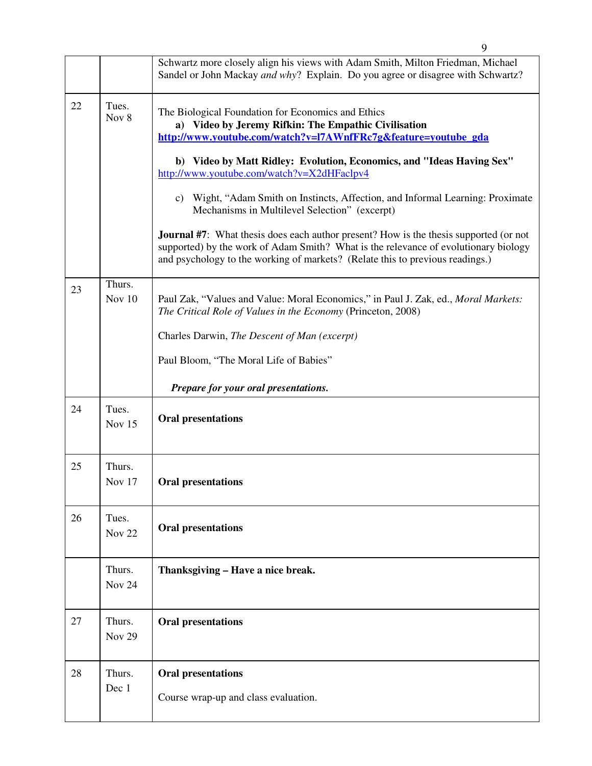| | | |
|---|---|---|
| | | Schwartz more closely align his views with Adam Smith, Milton Friedman, Michael Sandel or John Mackay *and why*? Explain. Do you agree or disagree with Schwartz? |
| 22 | Tues. Nov 8 | The Biological Foundation for Economics and Ethics<br>**a) Video by Jeremy Rifkin: The Empathic Civilisation**<br>**http://www.youtube.com/watch?v=l7AWnfFRc7g&feature=youtube_gda**<br><br>**b) Video by Matt Ridley: Evolution, Economics, and "Ideas Having Sex"**<br>http://www.youtube.com/watch?v=X2dHFaclpv4<br><br>c) Wight, "Adam Smith on Instincts, Affection, and Informal Learning: Proximate Mechanisms in Multilevel Selection" (excerpt)<br><br>**Journal #7**: What thesis does each author present? How is the thesis supported (or not supported) by the work of Adam Smith? What is the relevance of evolutionary biology and psychology to the working of markets? (Relate this to previous readings.) |
| 23 | Thurs. Nov 10 | Paul Zak, "Values and Value: Moral Economics," in Paul J. Zak, ed., *Moral Markets: The Critical Role of Values in the Economy* (Princeton, 2008)<br><br>Charles Darwin, *The Descent of Man (excerpt)*<br><br>Paul Bloom, "The Moral Life of Babies"<br><br>***Prepare for your oral presentations.*** |
| 24 | Tues. Nov 15 | **Oral presentations** |
| 25 | Thurs. Nov 17 | **Oral presentations** |
| 26 | Tues. Nov 22 | **Oral presentations** |
| | Thurs. Nov 24 | **Thanksgiving – Have a nice break.** |
| 27 | Thurs. Nov 29 | **Oral presentations** |
| 28 | Thurs. Dec 1 | **Oral presentations**<br><br>Course wrap-up and class evaluation. |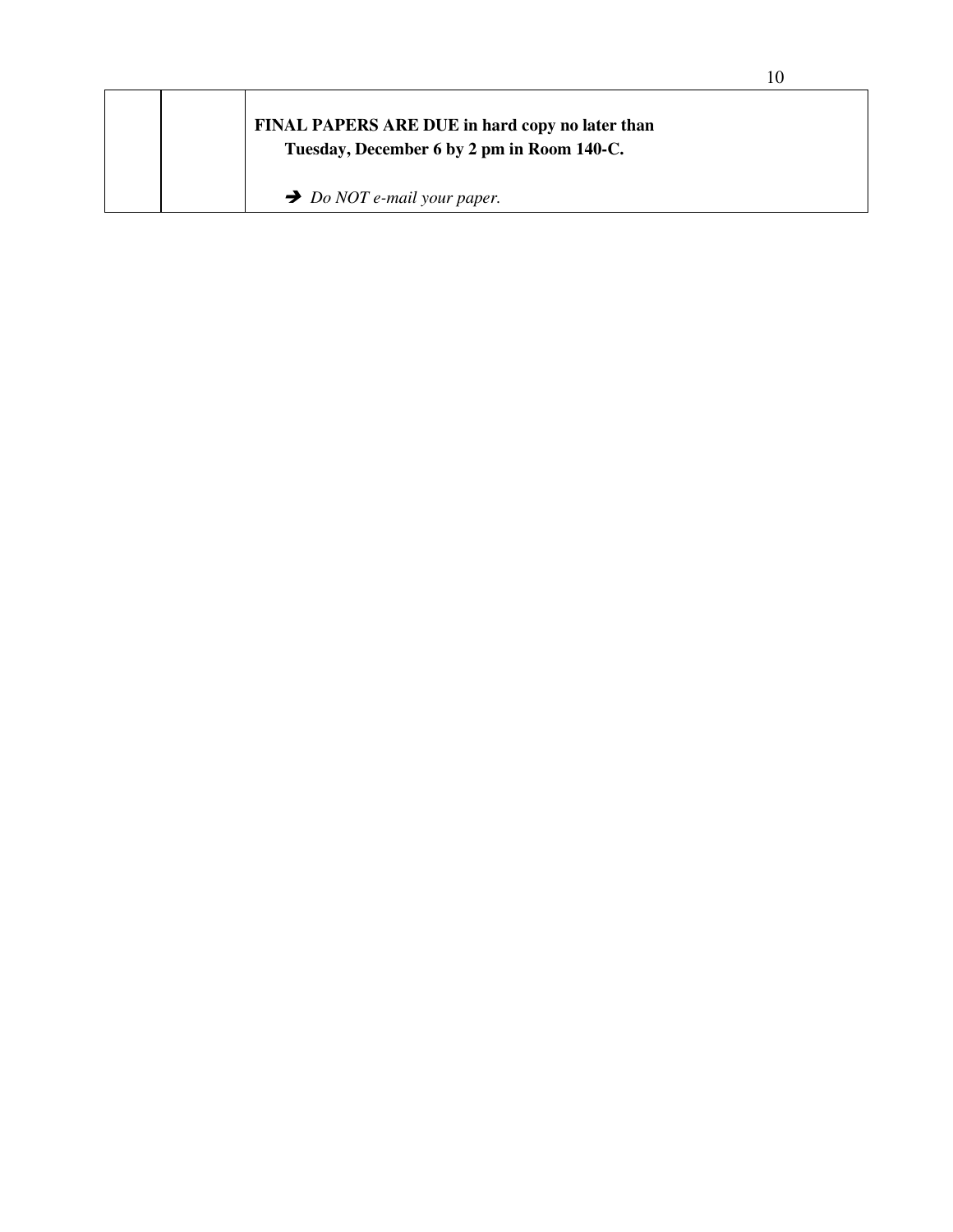| | | |
|---|---|---|
| | | **FINAL PAPERS ARE DUE in hard copy no later than Tuesday, December 6 by 2 pm in Room 140-C.**<br><br>➔ *Do NOT e-mail your paper.* |